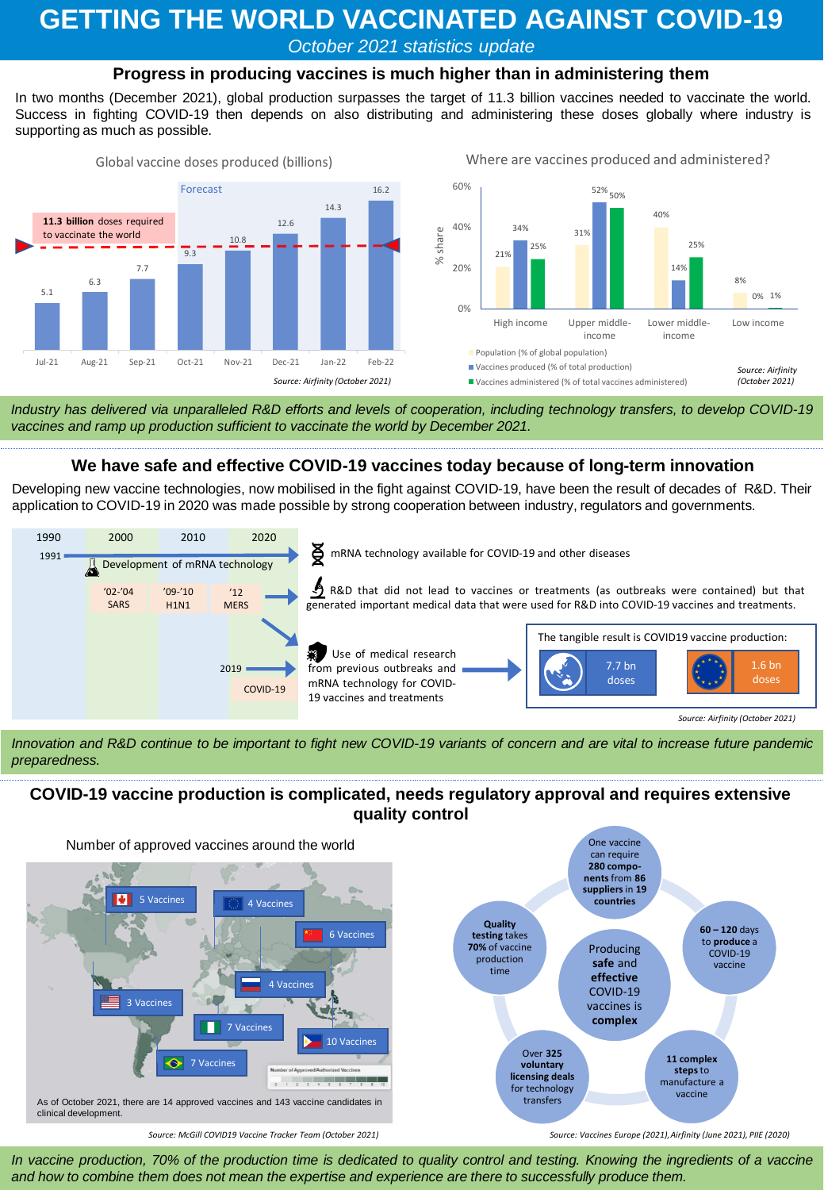# GETTING THE WORLD VACCINATED AGAINST COVID-19

*October 2021 statistics update*

## Progress in producing vaccines is much higher than in administering them

In two months (December 2021), global production surpasses the target of 11.3 billion vaccines needed to vaccinate the world. Success in fighting COVID-19 then depends on also distributing and administering these doses globally where industry is supporting as much as possible.

**Global vaccine doses produced (billions)**

**11.3 billion** doses required to vaccinate the world

| Month | Doses (billions) |
|---|---|
| Jul-21 | 5.1 |
| Aug-21 | 6.3 |
| Sep-21 | 7.7 |
| Oct-21 (Forecast) | 9.3 |
| Nov-21 (Forecast) | 10.8 |
| Dec-21 (Forecast) | 12.6 |
| Jan-22 (Forecast) | 14.3 |
| Feb-22 (Forecast) | 16.2 |

*Source: Airfinity (October 2021)*

**Where are vaccines produced and administered?**

| % share | High income | Upper middle-income | Lower middle-income | Low income |
|---|---|---|---|---|
| Population (% of global population) | 21% | 31% | 40% | 8% |
| Vaccines produced (% of total production) | 34% | 52% | 14% | 0% |
| Vaccines administered (% of total vaccines administered) | 25% | 50% | 25% | 1% |

*Source: Airfinity (October 2021)*

*Industry has delivered via unparalleled R&D efforts and levels of cooperation, including technology transfers, to develop COVID-19 vaccines and ramp up production sufficient to vaccinate the world by December 2021.*

## We have safe and effective COVID-19 vaccines today because of long-term innovation

Developing new vaccine technologies, now mobilised in the fight against COVID-19, have been the result of decades of R&D. Their application to COVID-19 in 2020 was made possible by strong cooperation between industry, regulators and governments.

Timeline: 1990 – 2000 – 2010 – 2020

- 1991: Development of mRNA technology → mRNA technology available for COVID-19 and other diseases
- '02-'04 SARS; '09-'10 H1N1; '12 MERS → R&D that did not lead to vaccines or treatments (as outbreaks were contained) but that generated important medical data that were used for R&D into COVID-19 vaccines and treatments.
- 2019: COVID-19 → Use of medical research from previous outbreaks and mRNA technology for COVID-19 vaccines and treatments

The tangible result is COVID19 vaccine production:

- World: 7.7 bn doses
- EU: 1.6 bn doses

*Source: Airfinity (October 2021)*

*Innovation and R&D continue to be important to fight new COVID-19 variants of concern and are vital to increase future pandemic preparedness.*

## COVID-19 vaccine production is complicated, needs regulatory approval and requires extensive quality control

**Number of approved vaccines around the world**

- Canada: 5 Vaccines
- EU: 4 Vaccines
- China: 6 Vaccines
- Russia: 4 Vaccines
- USA: 3 Vaccines
- Nigeria: 7 Vaccines
- Philippines: 10 Vaccines
- Brazil: 7 Vaccines

As of October 2021, there are 14 approved vaccines and 143 vaccine candidates in clinical development.

*Source: McGill COVID19 Vaccine Tracker Team (October 2021)*

**Producing safe and effective COVID-19 vaccines is complex**

- One vaccine can require **280 components** from **86 suppliers** in **19 countries**
- **60 – 120** days to **produce** a COVID-19 vaccine
- **11 complex steps** to manufacture a vaccine
- Over **325 voluntary licensing deals** for technology transfers
- **Quality testing** takes **70%** of vaccine production time

*Source: Vaccines Europe (2021), Airfinity (June 2021), PIIE (2020)*

*In vaccine production, 70% of the production time is dedicated to quality control and testing. Knowing the ingredients of a vaccine and how to combine them does not mean the expertise and experience are there to successfully produce them.*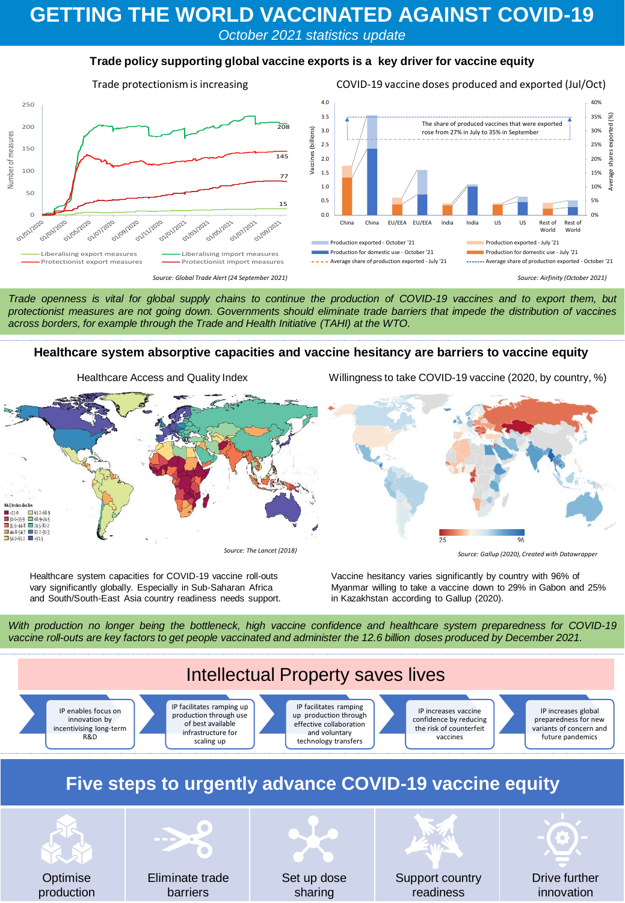# GETTING THE WORLD VACCINATED AGAINST COVID-19

*October 2021 statistics update*

## Trade policy supporting global vaccine exports is a key driver for vaccine equity

Trade protectionism is increasing

250
200
150
100
50
0
Number of measures
208
145
77
15
01/01/2020
01/03/2020
01/05/2020
01/07/2020
01/09/2020
01/11/2020
01/01/2021
01/03/2021
01/05/2021
01/07/2021
01/09/2021

Liberalising export measures
Protectionist export measures
Liberalising import measures
Protectionist import measures

*Source: Global Trade Alert (24 September 2021)*

COVID-19 vaccine doses produced and exported (Jul/Oct)

4.0
3.5
3.0
2.5
2.0
1.5
1.0
0.5
0.0
Vaccines (billions)
40%
35%
30%
25%
20%
15%
10%
5%
0%
Average shares exported (%)

The share of produced vaccines that were exported rose from 27% in July to 35% in September

China
China
EU/EEA
EU/EEA
India
India
US
US
Rest of World
Rest of World

Production exported - October '21
Production for domestic use - October '21
Average share of production exported - July '21
Production exported - July '21
Production for domestic use - July '21
Average share of production exported - October '21

*Source: Airfinity (October 2021)*

*Trade openness is vital for global supply chains to continue the production of COVID-19 vaccines and to export them, but protectionist measures are not going down. Governments should eliminate trade barriers that impede the distribution of vaccines across borders, for example through the Trade and Health Initiative (TAHI) at the WTO.*

## Healthcare system absorptive capacities and vaccine hesitancy are barriers to vaccine equity

Healthcare Access and Quality Index

HAQ Index deciles
≤31.0
31.0–35.9
35.9–44.8
44.8–54.7
54.7–63.2
63.2–68.9
68.9–74.5
74.5–82.2
82.2–93.3
≥93.3

*Source: The Lancet (2018)*

Healthcare system capacities for COVID-19 vaccine roll-outs vary significantly globally. Especially in Sub-Saharan Africa and South/South-East Asia country readiness needs support.

Willingness to take COVID-19 vaccine (2020, by country, %)

25
96

*Source: Gallup (2020), Created with Datawrapper*

Vaccine hesitancy varies significantly by country with 96% of Myanmar willing to take a vaccine down to 29% in Gabon and 25% in Kazakhstan according to Gallup (2020).

*With production no longer being the bottleneck, high vaccine confidence and healthcare system preparedness for COVID-19 vaccine roll-outs are key factors to get people vaccinated and administer the 12.6 billion doses produced by December 2021.*

## Intellectual Property saves lives

- IP enables focus on innovation by incentivising long-term R&D
- IP facilitates ramping up production through use of best available infrastructure for scaling up
- IP facilitates ramping up production through effective collaboration and voluntary technology transfers
- IP increases vaccine confidence by reducing the risk of counterfeit vaccines
- IP increases global preparedness for new variants of concern and future pandemics

## Five steps to urgently advance COVID-19 vaccine equity

- Optimise production
- Eliminate trade barriers
- Set up dose sharing
- Support country readiness
- Drive further innovation